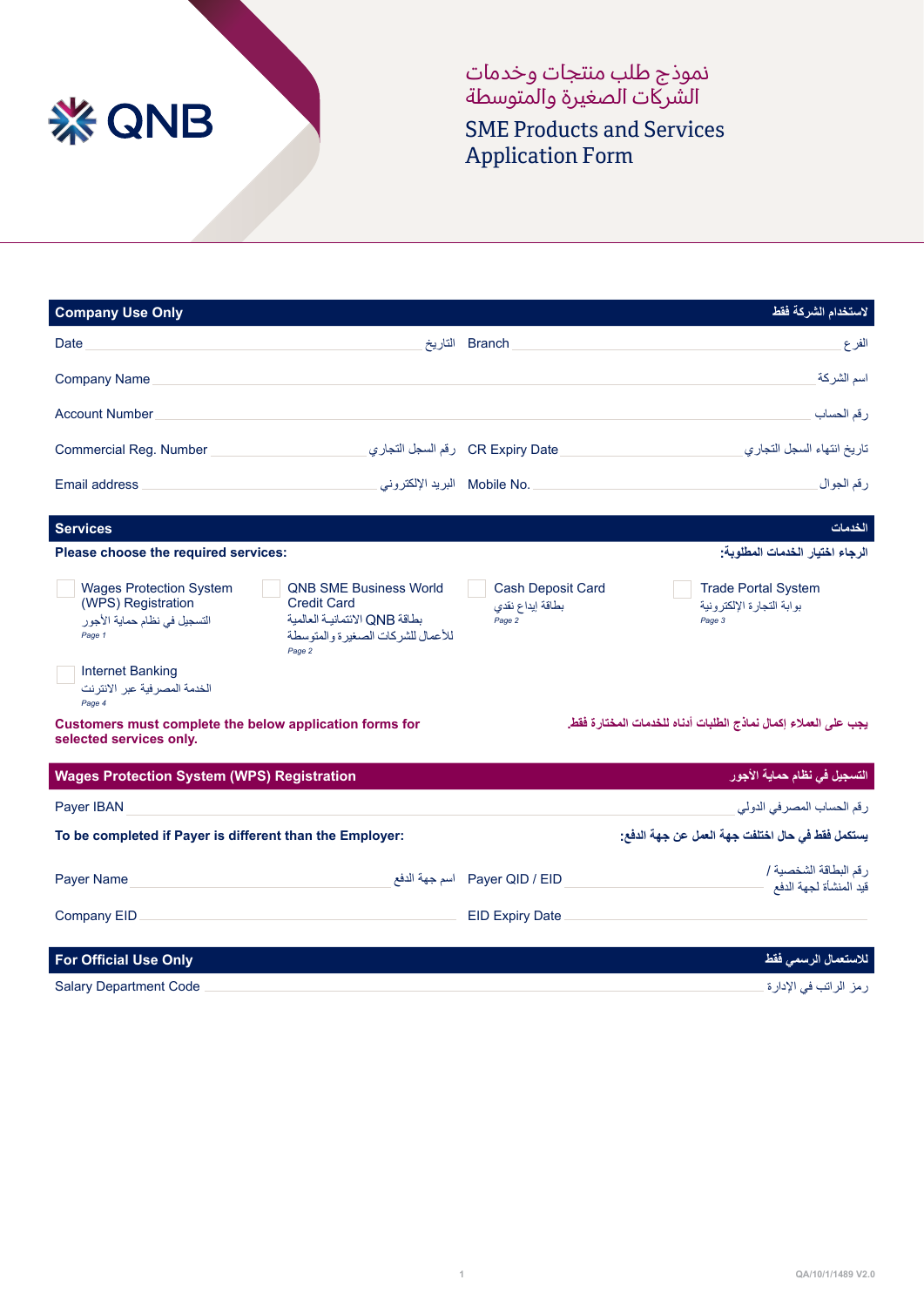QNB

# نموذج طلب منتجات وخدمات الشركات الصغيرة والمتوسطة

# SME Products and Services Application Form

## Company Use Only — لاستخدام الشركة فقط

Date ____________ التاريخ    Branch ____________ الفرع

Company Name ____________ اسم الشركة

Account Number ____________ رقم الحساب

Commercial Reg. Number ____________ رقم السجل التجاري    CR Expiry Date ____________ تاريخ انتهاء السجل التجاري

Email address ____________ البريد الإلكتروني    Mobile No. ____________ رقم الجوال

## Services — الخدمات

**Please choose the required services:** **الرجاء اختيار الخدمات المطلوبة:**

- ☐ Wages Protection System (WPS) Registration
  التسجيل في نظام حماية الأجور
  *Page 1*
- ☐ QNB SME Business World Credit Card
  بطاقة QNB الائتمانيـة العالمية للأعمال للشركات الصغيرة والمتوسطة
  *Page 2*
- ☐ Cash Deposit Card
  بطاقة إيداع نقدي
  *Page 2*
- ☐ Trade Portal System
  بوابة التجارة الإلكترونية
  *Page 3*
- ☐ Internet Banking
  الخدمة المصرفية عبر الانترنت
  *Page 4*

**Customers must complete the below application forms for selected services only.**

**يجب على العملاء إكمال نماذج الطلبات أدناه للخدمات المختارة فقط.**

## Wages Protection System (WPS) Registration — التسجيل في نظام حماية الأجور

Payer IBAN ____________ رقم الحساب المصرفي الدولي

**To be completed if Payer is different than the Employer:** **يستكمل فقط في حال اختلفت جهة العمل عن جهة الدفع:**

Payer Name ____________ اسم جهة الدفع    Payer QID / EID ____________ رقم البطاقة الشخصية / قيد المنشأة لجهة الدفع

Company EID ____________    EID Expiry Date ____________

## For Official Use Only — للاستعمال الرسمي فقط

Salary Department Code ____________ رمز الراتب في الإدارة

QA/10/1/1489 V2.0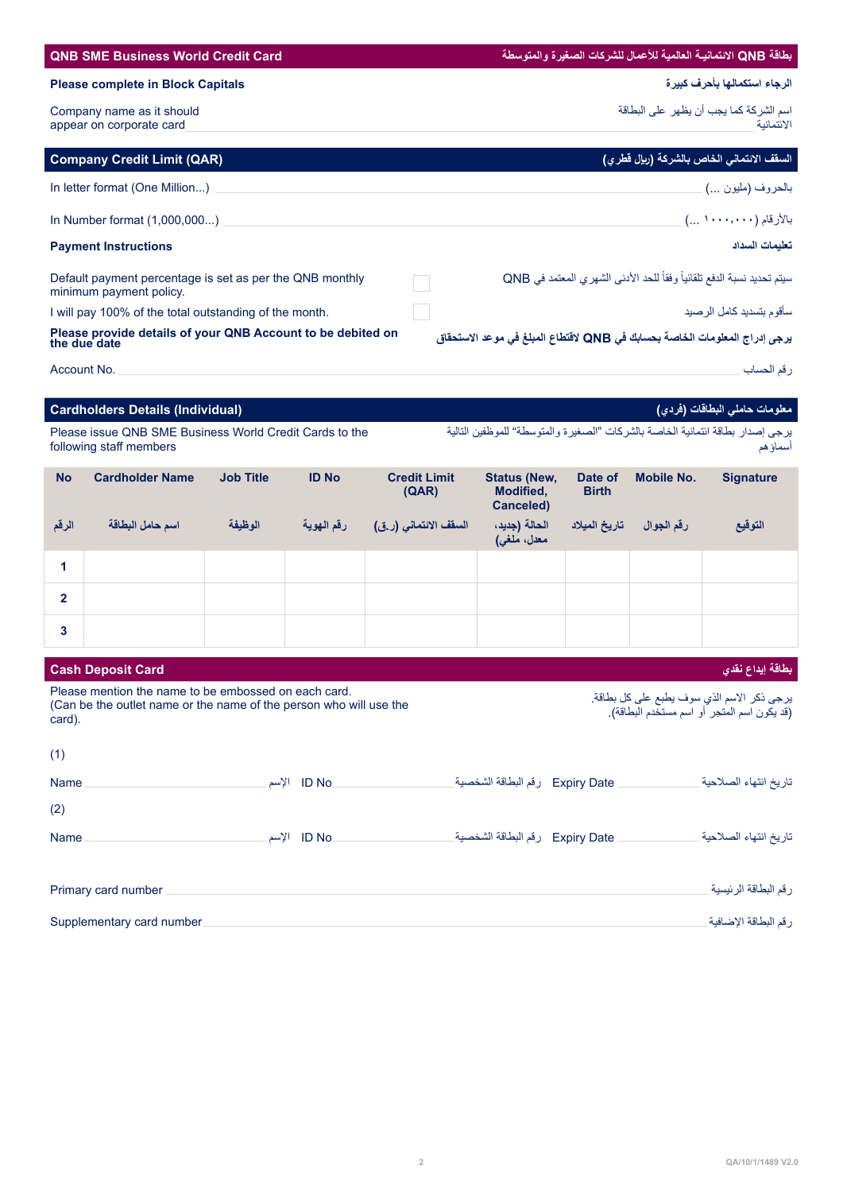## QNB SME Business World Credit Card

## بطاقة QNB الائتمانية العالمية للأعمال للشركات الصغيرة والمتوسطة

**Please complete in Block Capitals**

**الرجاء استكمالها بأحرف كبيرة**

Company name as it should appear on corporate card ______________________ اسم الشركة كما يجب أن يظهر على البطاقة الائتمانية

## Company Credit Limit (QAR)

## السقف الائتماني الخاص بالشركة (ريال قطري)

In letter format (One Million...) ______________________ بالحروف (مليون ...)

In Number format (1,000,000...) ______________________ بالأرقام (١٠٠٠,٠٠٠ ...)

**Payment Instructions**

**تعليمات السداد**

☐ Default payment percentage is set as per the QNB monthly minimum payment policy.
سيتم تحديد نسبة الدفع تلقائياً وفقاً للحد الأدنى الشهري المعتمد في QNB

☐ I will pay 100% of the total outstanding of the month.
سأقوم بتسديد كامل الرصيد

**Please provide details of your QNB Account to be debited on the due date**

**يرجى إدراج المعلومات الخاصة بحسابك في QNB لاقتطاع المبلغ في موعد الاستحقاق**

Account No. ______________________ رقم الحساب

## Cardholders Details (Individual)

## معلومات حاملي البطاقات (فردي)

Please issue QNB SME Business World Credit Cards to the following staff members

يرجى إصدار بطاقة ائتمانية الخاصة بالشركات "الصغيرة والمتوسطة" للموظفين التالية أسماؤهم

| No<br>الرقم | Cardholder Name<br>اسم حامل البطاقة | Job Title<br>الوظيفة | ID No<br>رقم الهوية | Credit Limit (QAR)<br>السقف الائتماني (ر.ق) | Status (New, Modified, Canceled)<br>الحالة (جديد، معدل، ملغي) | Date of Birth<br>تاريخ الميلاد | Mobile No.<br>رقم الجوال | Signature<br>التوقيع |
|---|---|---|---|---|---|---|---|---|
| 1 | | | | | | | | |
| 2 | | | | | | | | |
| 3 | | | | | | | | |

## Cash Deposit Card

## بطاقة إيداع نقدي

Please mention the name to be embossed on each card.
(Can be the outlet name or the name of the person who will use the card).

يرجى ذكر الاسم الذي سوف يطبع على كل بطاقة.
(قد يكون اسم المتجر أو اسم مستخدم البطاقة).

(1)

Name ______________ الإسم ID No ______________ رقم البطاقة الشخصية Expiry Date ______________ تاريخ انتهاء الصلاحية

(2)

Name ______________ الإسم ID No ______________ رقم البطاقة الشخصية Expiry Date ______________ تاريخ انتهاء الصلاحية

Primary card number ______________________ رقم البطاقة الرئيسية

Supplementary card number ______________________ رقم البطاقة الإضافية

QA/10/1/1489 V2.0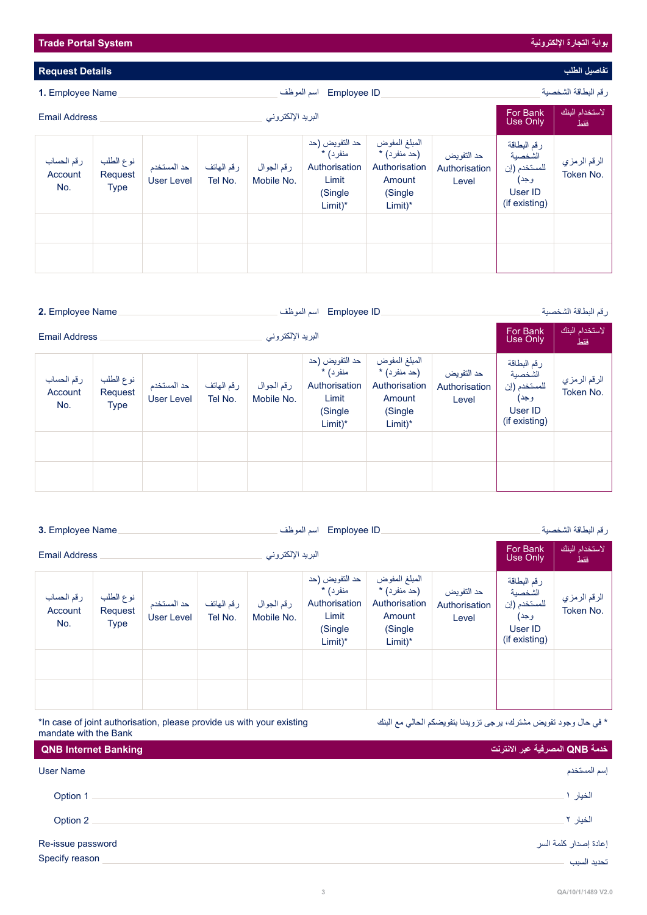## Trade Portal System بوابة التجارة الإلكترونية

### Request Details تفاصيل الطلب

**1.** Employee Name ______ اسم الموظف Employee ID ______ رقم البطاقة الشخصية

Email Address ______ البريد الإلكتروني

| رقم الحساب Account No. | نوع الطلب Request Type | حد المستخدم User Level | رقم الهاتف Tel No. | رقم الجوال Mobile No. | حد التفويض (حد منفرد) * Authorisation Limit (Single Limit)* | المبلغ المفوض (حد منفرد) * Authorisation Amount (Single Limit)* | حد التفويض Authorisation Level | For Bank Use Only لاستخدام البنك فقط: رقم البطاقة الشخصية للمستخدم (إن وجد) User ID (if existing) | For Bank Use Only لاستخدام البنك فقط: الرقم الرمزي Token No. |
|---|---|---|---|---|---|---|---|---|---|
| | | | | | | | | | |
| | | | | | | | | | |

**2.** Employee Name ______ اسم الموظف Employee ID ______ رقم البطاقة الشخصية

Email Address ______ البريد الإلكتروني

| رقم الحساب Account No. | نوع الطلب Request Type | حد المستخدم User Level | رقم الهاتف Tel No. | رقم الجوال Mobile No. | حد التفويض (حد منفرد) * Authorisation Limit (Single Limit)* | المبلغ المفوض (حد منفرد) * Authorisation Amount (Single Limit)* | حد التفويض Authorisation Level | For Bank Use Only لاستخدام البنك فقط: رقم البطاقة الشخصية للمستخدم (إن وجد) User ID (if existing) | For Bank Use Only لاستخدام البنك فقط: الرقم الرمزي Token No. |
|---|---|---|---|---|---|---|---|---|---|
| | | | | | | | | | |
| | | | | | | | | | |

**3.** Employee Name ______ اسم الموظف Employee ID ______ رقم البطاقة الشخصية

Email Address ______ البريد الإلكتروني

| رقم الحساب Account No. | نوع الطلب Request Type | حد المستخدم User Level | رقم الهاتف Tel No. | رقم الجوال Mobile No. | حد التفويض (حد منفرد) * Authorisation Limit (Single Limit)* | المبلغ المفوض (حد منفرد) * Authorisation Amount (Single Limit)* | حد التفويض Authorisation Level | For Bank Use Only لاستخدام البنك فقط: رقم البطاقة الشخصية للمستخدم (إن وجد) User ID (if existing) | For Bank Use Only لاستخدام البنك فقط: الرقم الرمزي Token No. |
|---|---|---|---|---|---|---|---|---|---|
| | | | | | | | | | |
| | | | | | | | | | |

*In case of joint authorisation, please provide us with your existing mandate with the Bank

* في حال وجود تفويض مشترك، يرجى تزويدنا بتفويضكم الحالي مع البنك

## QNB Internet Banking خدمة QNB المصرفية عبر الانترنت

User Name إسم المستخدم

Option 1 ______ الخيار ١

Option 2 ______ الخيار ٢

Re-issue password إعادة إصدار كلمة السر

Specify reason ______ تحديد السبب

QA/10/1/1489 V2.0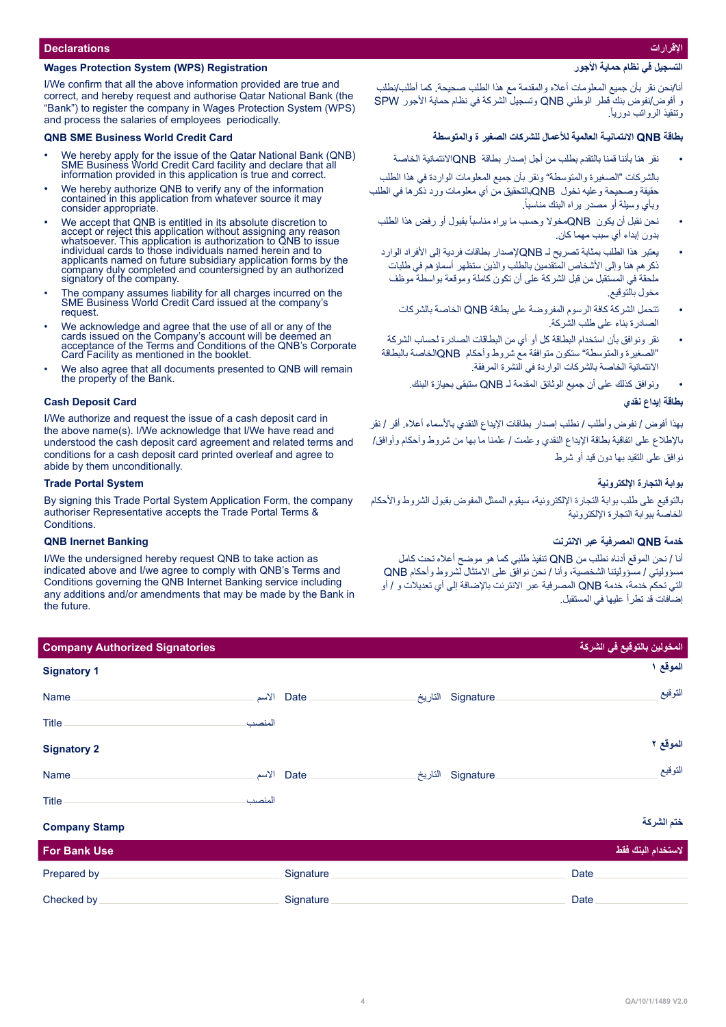## Declarations | الإقرارات

### Wages Protection System (WPS) Registration

I/We confirm that all the above information provided are true and correct, and hereby request and authorise Qatar National Bank (the "Bank") to register the company in Wages Protection System (WPS) and process the salaries of employees periodically.

### التسجيل في نظام حماية الأجور

أنا/نحن نقر بأن جميع المعلومات أعلاه والمقدمة مع هذا الطلب صحيحة. كما أطلب/نطلب و أفوض/نفوض بنك قطر الوطني QNB وتسجيل الشركة في نظام حماية الأجور SPW وتنفيذ الرواتب دوريا.

### QNB SME Business World Credit Card

- We hereby apply for the issue of the Qatar National Bank (QNB) SME Business World Credit Card facility and declare that all information provided in this application is true and correct.
- We hereby authorize QNB to verify any of the information contained in this application from whatever source it may consider appropriate.
- We accept that QNB is entitled in its absolute discretion to accept or reject this application without assigning any reason whatsoever. This application is authorization to QNB to issue individual cards to those individuals named herein and to applicants named on future subsidiary application forms by the company duly completed and countersigned by an authorized signatory of the company.
- The company assumes liability for all charges incurred on the SME Business World Credit Card issued at the company's request.
- We acknowledge and agree that the use of all or any of the cards issued on the Company's account will be deemed an acceptance of the Terms and Conditions of the QNB's Corporate Card Facility as mentioned in the booklet.
- We also agree that all documents presented to QNB will remain the property of the Bank.

### بطاقة QNB الائتمانية العالمية للأعمال للشركات الصغير ة والمتوسطة

- نقر هنا بأننا قمنا بالتقدم بطلب من أجل إصدار بطاقة QNBالائتمانية الخاصة بالشركات "الصغيرة والمتوسطة" ونقر بأن جميع المعلومات الواردة في هذا الطلب حقيقة وصحيحة وعليه نخول QNBبالتحقق من أي معلومات ورد ذكرها في الطلب وبأي وسيلة أو مصدر يراه البنك مناسباً.
- نحن نقبل أن يكون QNBمخولا وحسب ما يراه مناسباً بقبول أو رفض هذا الطلب بدون إبداء أي سبب مهما كان.
- يعتبر هذا الطلب بمثابة تصريح لـ QNBلإصدار بطاقات فردية إلى الأفراد الوارد ذكرهم هنا وإلى الأشخاص المتقدمين بالطلب والذين ستظهر أسماؤهم في طلبات ملحقة في المستقبل من قبل الشركة على أن تكون كاملة وموقعة بواسطة موظف مخول بالتوقيع.
- تتحمل الشركة كافة الرسوم المفروضة على بطاقة QNB الخاصة بالشركات الصادرة بناء على طلب الشركة.
- نقر ونوافق بأن استخدام البطاقة كل أو أي من البطاقات الصادرة لحساب الشركة "الصغيرة والمتوسطة" ستكون متوافقة مع شروط وأحكام QNBالخاصة بالبطاقة الائتمانية الخاصة بالشركات الواردة في النشرة المرفقة.
- ونوافق كذلك على أن جميع الوثائق المقدمة لـ QNB ستبقى بحيازة البنك.

### Cash Deposit Card

I/We authorize and request the issue of a cash deposit card in the above name(s). I/We acknowledge that I/We have read and understood the cash deposit card agreement and related terms and conditions for a cash deposit card printed overleaf and agree to abide by them unconditionally.

### بطاقة إيداع نقدي

بهذا أفوض / نفوض وأطلب / نطلب إصدار بطاقات الإيداع النقدي بالأسماء أعلاه. أقر / نقر بالإطلاع على اتفاقية بطاقة الإيداع النقدي وعلمت / علمنا ما بها من شروط وأحكام وأوافق/ نوافق على التقيد بها دون قيد أو شرط

### Trade Portal System

By signing this Trade Portal System Application Form, the company authoriser Representative accepts the Trade Portal Terms & Conditions.

### بوابة التجارة الإلكترونية

بالتوقيع على طلب بوابة التجارة الإلكترونية، سيقوم الممثل المفوض بقبول الشروط والأحكام الخاصة ببوابة التجارة الإلكترونية

### QNB Internet Banking

I/We the undersigned hereby request QNB to take action as indicated above and I/we agree to comply with QNB's Terms and Conditions governing the QNB Internet Banking service including any additions and/or amendments that may be made by the Bank in the future.

### خدمة QNB المصرفية عبر الانترنت

أنا / نحن الموقع أدناه نطلب من QNB تنفيذ طلبي كما هو موضح أعلاه تحت كامل مسؤوليتي / مسؤوليتنا الشخصية، وأنا / نحن نوافق على الامتثال لشروط وأحكام QNB التي تحكم خدمة، خدمة QNB المصرفية عبر الانترنت بالإضافة إلى أي تعديلات و / أو إضافات قد تطرأ عليها في المستقبل.

## Company Authorized Signatories | المخولين بالتوقيع في الشركة

**Signatory 1** | الموقع ١

Name ______ الاسم &nbsp; Date ______ التاريخ &nbsp; Signature ______ التوقيع

Title ______ المنصب

**Signatory 2** | الموقع ٢

Name ______ الاسم &nbsp; Date ______ التاريخ &nbsp; Signature ______ التوقيع

Title ______ المنصب

**Company Stamp** | ختم الشركة

## For Bank Use | لاستخدام البنك فقط

| | | |
|---|---|---|
| Prepared by ______ | Signature ______ | Date ______ |
| Checked by ______ | Signature ______ | Date ______ |

QA/10/1/1489 V2.0